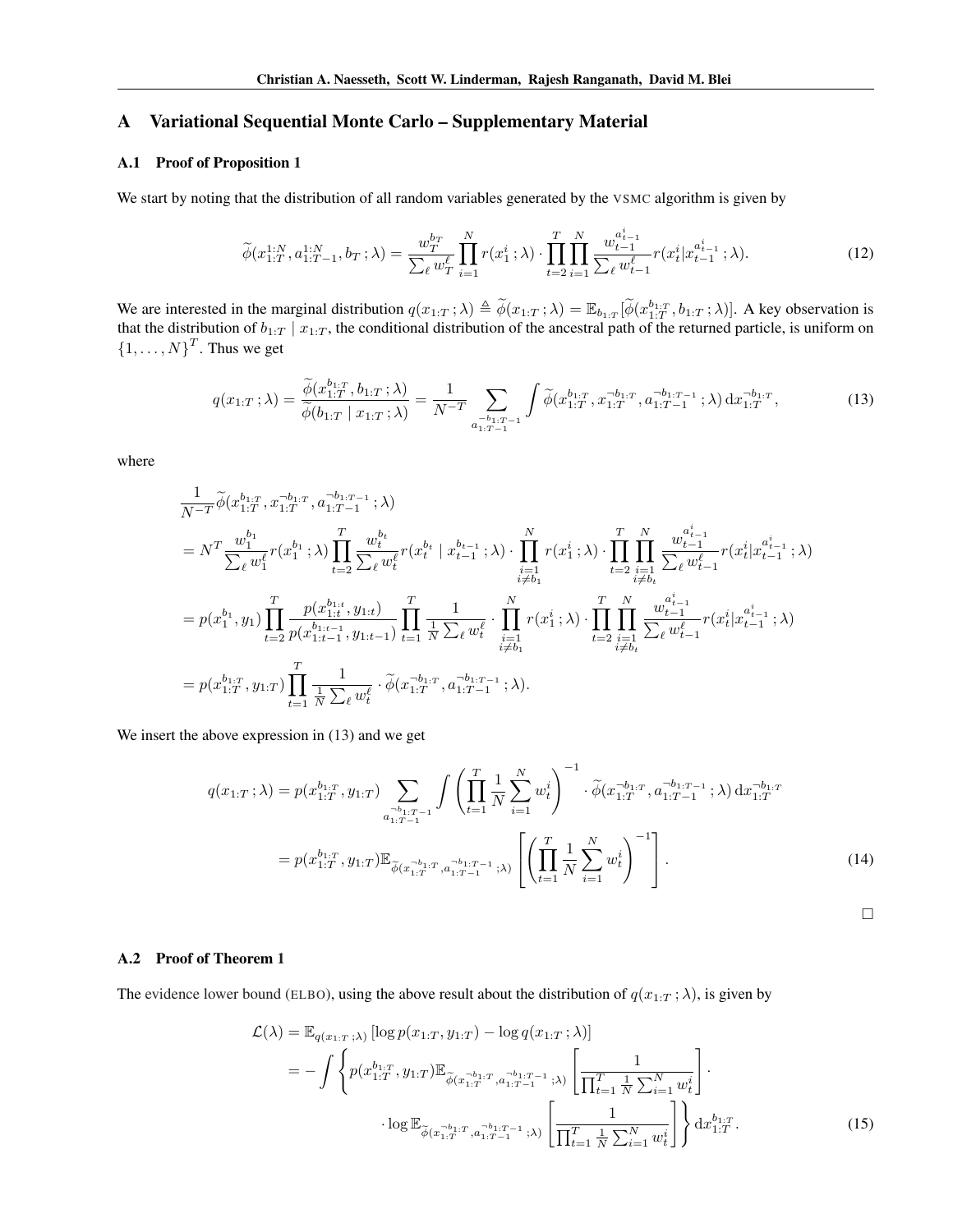# A Variational Sequential Monte Carlo – Supplementary Material

## A.1 Proof of Proposition 1

We start by noting that the distribution of all random variables generated by the VSMC algorithm is given by

$$
\widetilde{\phi}(x_{1:T}^{1:N}, a_{1:T-1}^{1:N}, b_T\,;\lambda) = \frac{w_T^{b_T}}{\sum_\ell w_T^\ell} \prod_{i=1}^N r(x_1^i\,;\lambda) \cdot \prod_{t=2}^T \prod_{i=1}^N \frac{w_{t-1}^{a_{t-1}^i}}{\sum_\ell w_{t-1}^\ell} r(x_t^i | x_{t-1}^{a_{t-1}^i}\,;\lambda). \tag{12}
$$

We are interested in the marginal distribution $q(x_{1:T}\,;\lambda) \triangleq \widetilde{\phi}(x_{1:T}\,;\lambda) = \mathbb{E}_{b_{1:T}}[\widetilde{\phi}(x_{1:T}^{b_{1:T}}, b_{1:T}\,;\lambda)]$. A key observation is that the distribution of $b_{1:T} \mid x_{1:T}$, the conditional distribution of the ancestral path of the returned particle, is uniform on $\{1, \ldots, N\}^T$. Thus we get

$$
q(x_{1:T}\,;\lambda) = \frac{\widetilde{\phi}(x_{1:T}^{b_{1:T}}, b_{1:T}\,;\lambda)}{\widetilde{\phi}(b_{1:T} \mid x_{1:T}\,;\lambda)} = \frac{1}{N^{-T}} \sum_{a_{1:T-1}^{\neg b_{1:T-1}}} \int \widetilde{\phi}(x_{1:T}^{b_{1:T}}, x_{1:T}^{\neg b_{1:T}}, a_{1:T-1}^{\neg b_{1:T-1}}\,;\lambda)\, \mathrm{d}x_{1:T}^{\neg b_{1:T}}, \tag{13}
$$

where

$$
\begin{aligned}
&\frac{1}{N^{-T}} \widetilde{\phi}(x_{1:T}^{b_{1:T}}, x_{1:T}^{\neg b_{1:T}}, a_{1:T-1}^{\neg b_{1:T-1}}\,;\lambda) \\
&= N^T \frac{w_1^{b_1}}{\sum_\ell w_1^\ell} r(x_1^{b_1}\,;\lambda) \prod_{t=2}^T \frac{w_t^{b_t}}{\sum_\ell w_t^\ell} r(x_t^{b_t} \mid x_{t-1}^{b_{t-1}}\,;\lambda) \cdot \prod_{\substack{i=1 \\ i \neq b_1}}^N r(x_1^i\,;\lambda) \cdot \prod_{t=2}^T \prod_{\substack{i=1 \\ i \neq b_t}}^N \frac{w_{t-1}^{a_{t-1}^i}}{\sum_\ell w_{t-1}^\ell} r(x_t^i | x_{t-1}^{a_{t-1}^i}\,;\lambda) \\
&= p(x_1^{b_1}, y_1) \prod_{t=2}^T \frac{p(x_{1:t}^{b_{1:t}}, y_{1:t})}{p(x_{1:t-1}^{b_{1:t-1}}, y_{1:t-1})} \prod_{t=1}^T \frac{1}{\frac{1}{N}\sum_\ell w_t^\ell} \cdot \prod_{\substack{i=1 \\ i \neq b_1}}^N r(x_1^i\,;\lambda) \cdot \prod_{t=2}^T \prod_{\substack{i=1 \\ i \neq b_t}}^N \frac{w_{t-1}^{a_{t-1}^i}}{\sum_\ell w_{t-1}^\ell} r(x_t^i | x_{t-1}^{a_{t-1}^i}\,;\lambda) \\
&= p(x_{1:T}^{b_{1:T}}, y_{1:T}) \prod_{t=1}^T \frac{1}{\frac{1}{N}\sum_\ell w_t^\ell} \cdot \widetilde{\phi}(x_{1:T}^{\neg b_{1:T}}, a_{1:T-1}^{\neg b_{1:T-1}}\,;\lambda).
\end{aligned}
$$

We insert the above expression in (13) and we get

$$
\begin{aligned}
q(x_{1:T}\,;\lambda) &= p(x_{1:T}^{b_{1:T}}, y_{1:T}) \sum_{a_{1:T-1}^{\neg b_{1:T-1}}} \int \left( \prod_{t=1}^T \frac{1}{N} \sum_{i=1}^N w_t^i \right)^{-1} \cdot \widetilde{\phi}(x_{1:T}^{\neg b_{1:T}}, a_{1:T-1}^{\neg b_{1:T-1}}\,;\lambda)\, \mathrm{d}x_{1:T}^{\neg b_{1:T}} \\
&= p(x_{1:T}^{b_{1:T}}, y_{1:T}) \mathbb{E}_{\widetilde{\phi}(x_{1:T}^{\neg b_{1:T}}, a_{1:T-1}^{\neg b_{1:T-1}}\,;\lambda)} \left[ \left( \prod_{t=1}^T \frac{1}{N} \sum_{i=1}^N w_t^i \right)^{-1} \right].
\end{aligned} \tag{14}
$$

□

## A.2 Proof of Theorem 1

The evidence lower bound (ELBO), using the above result about the distribution of $q(x_{1:T}\,;\lambda)$, is given by

$$
\begin{aligned}
\mathcal{L}(\lambda) &= \mathbb{E}_{q(x_{1:T}\,;\lambda)} \left[ \log p(x_{1:T}, y_{1:T}) - \log q(x_{1:T}\,;\lambda) \right] \\
&= -\int \Bigg\{ p(x_{1:T}^{b_{1:T}}, y_{1:T}) \mathbb{E}_{\widetilde{\phi}(x_{1:T}^{\neg b_{1:T}}, a_{1:T-1}^{\neg b_{1:T-1}}\,;\lambda)} \left[ \frac{1}{\prod_{t=1}^T \frac{1}{N} \sum_{i=1}^N w_t^i} \right] \cdot \\
&\qquad \cdot \log \mathbb{E}_{\widetilde{\phi}(x_{1:T}^{\neg b_{1:T}}, a_{1:T-1}^{\neg b_{1:T-1}}\,;\lambda)} \left[ \frac{1}{\prod_{t=1}^T \frac{1}{N} \sum_{i=1}^N w_t^i} \right] \Bigg\} \mathrm{d}x_{1:T}^{b_{1:T}}.
\end{aligned} \tag{15}
$$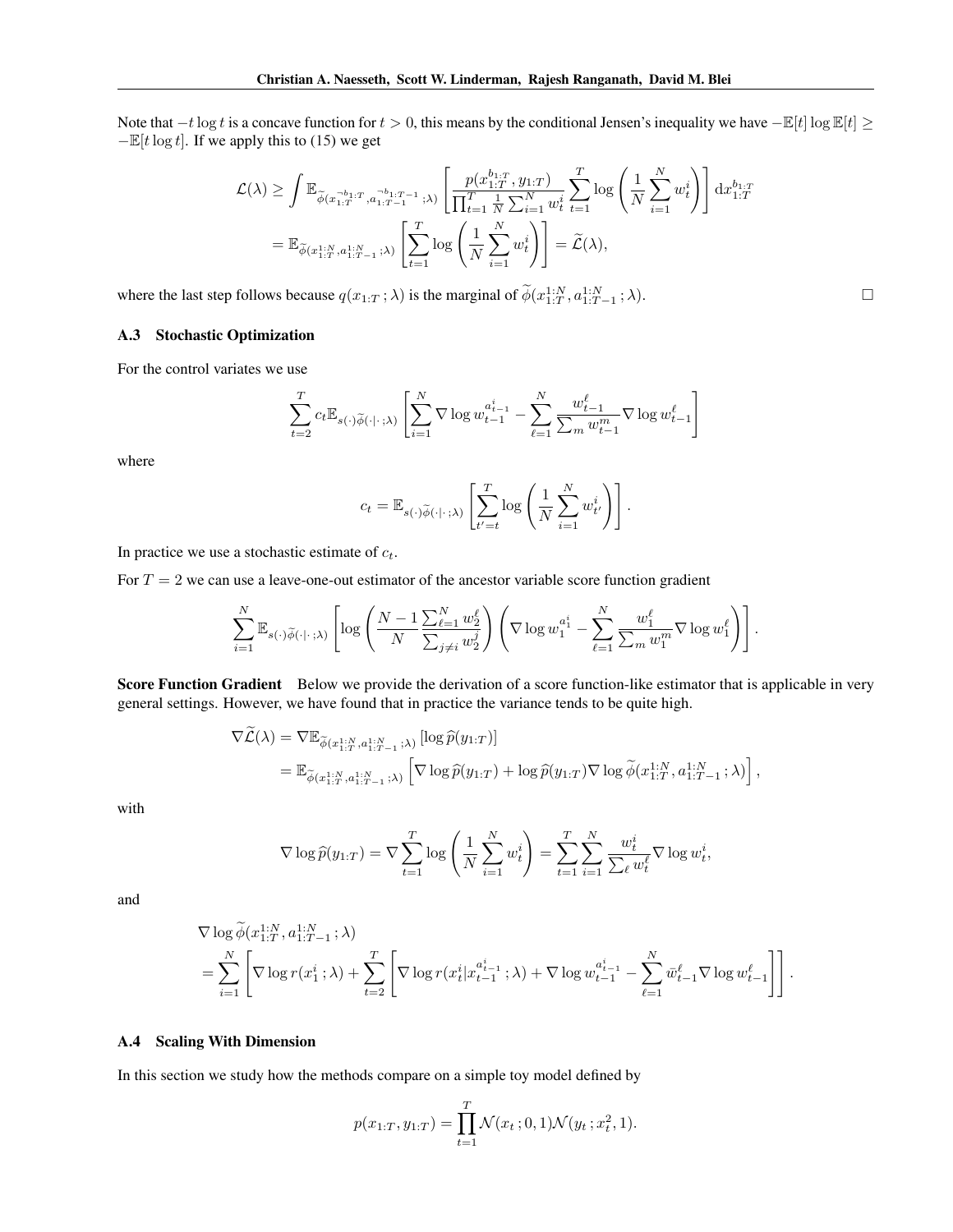Note that $-t \log t$ is a concave function for $t > 0$, this means by the conditional Jensen's inequality we have $-\mathbb{E}[t] \log \mathbb{E}[t] \geq -\mathbb{E}[t \log t]$. If we apply this to (15) we get

$$
\begin{aligned}
\mathcal{L}(\lambda) &\geq \int \mathbb{E}_{\widetilde{\phi}(x_{1:T}^{\neg b_{1:T}}, a_{1:T-1}^{\neg b_{1:T-1}}\,;\lambda)} \left[ \frac{p(x_{1:T}^{b_{1:T}}, y_{1:T})}{\prod_{t=1}^{T} \frac{1}{N} \sum_{i=1}^{N} w_t^i} \sum_{t=1}^{T} \log \left( \frac{1}{N} \sum_{i=1}^{N} w_t^i \right) \right] \mathrm{d}x_{1:T}^{b_{1:T}} \\
&= \mathbb{E}_{\widetilde{\phi}(x_{1:T}^{1:N}, a_{1:T-1}^{1:N}\,;\lambda)} \left[ \sum_{t=1}^{T} \log \left( \frac{1}{N} \sum_{i=1}^{N} w_t^i \right) \right] = \widetilde{\mathcal{L}}(\lambda),
\end{aligned}
$$

where the last step follows because $q(x_{1:T}\,;\lambda)$ is the marginal of $\widetilde{\phi}(x_{1:T}^{1:N}, a_{1:T-1}^{1:N}\,;\lambda)$. □

### A.3 Stochastic Optimization

For the control variates we use

$$
\sum_{t=2}^{T} c_t \mathbb{E}_{s(\cdot)\widetilde{\phi}(\cdot|\cdot\,;\lambda)} \left[ \sum_{i=1}^{N} \nabla \log w_{t-1}^{a_{t-1}^i} - \sum_{\ell=1}^{N} \frac{w_{t-1}^{\ell}}{\sum_m w_{t-1}^m} \nabla \log w_{t-1}^{\ell} \right]
$$

where

$$
c_t = \mathbb{E}_{s(\cdot)\widetilde{\phi}(\cdot|\cdot\,;\lambda)} \left[ \sum_{t'=t}^{T} \log \left( \frac{1}{N} \sum_{i=1}^{N} w_{t'}^i \right) \right].
$$

In practice we use a stochastic estimate of $c_t$.

For $T = 2$ we can use a leave-one-out estimator of the ancestor variable score function gradient

$$
\sum_{i=1}^{N} \mathbb{E}_{s(\cdot)\widetilde{\phi}(\cdot|\cdot\,;\lambda)} \left[ \log \left( \frac{N-1}{N} \frac{\sum_{\ell=1}^{N} w_2^{\ell}}{\sum_{j \neq i} w_2^j} \right) \left( \nabla \log w_1^{a_1^i} - \sum_{\ell=1}^{N} \frac{w_1^{\ell}}{\sum_m w_1^m} \nabla \log w_1^{\ell} \right) \right].
$$

**Score Function Gradient** Below we provide the derivation of a score function-like estimator that is applicable in very general settings. However, we have found that in practice the variance tends to be quite high.

$$
\begin{aligned}
\nabla \widetilde{\mathcal{L}}(\lambda) &= \nabla \mathbb{E}_{\widetilde{\phi}(x_{1:T}^{1:N}, a_{1:T-1}^{1:N}\,;\lambda)} \left[ \log \widehat{p}(y_{1:T}) \right] \\
&= \mathbb{E}_{\widetilde{\phi}(x_{1:T}^{1:N}, a_{1:T-1}^{1:N}\,;\lambda)} \left[ \nabla \log \widehat{p}(y_{1:T}) + \log \widehat{p}(y_{1:T}) \nabla \log \widetilde{\phi}(x_{1:T}^{1:N}, a_{1:T-1}^{1:N}\,;\lambda) \right],
\end{aligned}
$$

with

$$
\nabla \log \widehat{p}(y_{1:T}) = \nabla \sum_{t=1}^{T} \log \left( \frac{1}{N} \sum_{i=1}^{N} w_t^i \right) = \sum_{t=1}^{T} \sum_{i=1}^{N} \frac{w_t^i}{\sum_{\ell} w_t^{\ell}} \nabla \log w_t^i,
$$

and

$$
\begin{aligned}
&\nabla \log \widetilde{\phi}(x_{1:T}^{1:N}, a_{1:T-1}^{1:N}\,;\lambda) \\
&= \sum_{i=1}^{N} \left[ \nabla \log r(x_1^i\,;\lambda) + \sum_{t=2}^{T} \left[ \nabla \log r(x_t^i | x_{t-1}^{a_{t-1}^i}\,;\lambda) + \nabla \log w_{t-1}^{a_{t-1}^i} - \sum_{\ell=1}^{N} \bar{w}_{t-1}^{\ell} \nabla \log w_{t-1}^{\ell} \right] \right].
\end{aligned}
$$

### A.4 Scaling With Dimension

In this section we study how the methods compare on a simple toy model defined by

$$
p(x_{1:T}, y_{1:T}) = \prod_{t=1}^{T} \mathcal{N}(x_t\,;0, 1) \mathcal{N}(y_t\,;x_t^2, 1).
$$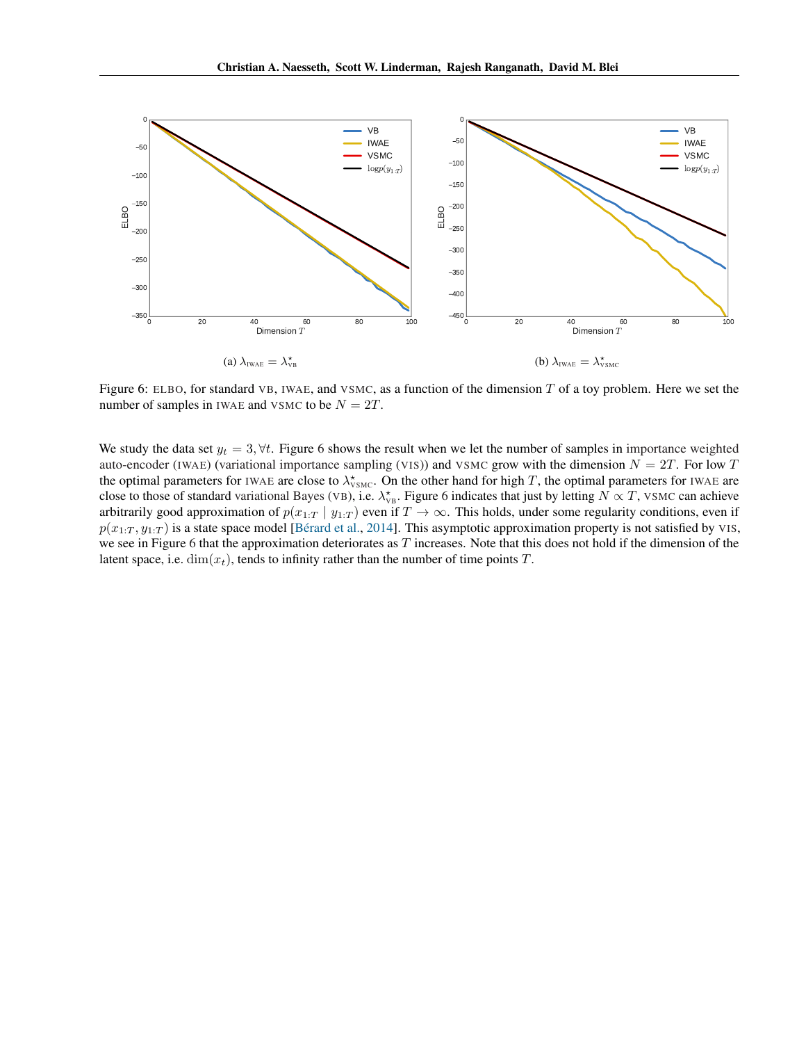ELBO

0
−50
−100
−150
−200
−250
−300
−350

0 20 40 60 80 100

Dimension $T$

VB
IWAE
VSMC
$\log p(y_{1:T})$

(a) $\lambda_{\text{IWAE}} = \lambda^\star_{\text{VB}}$

ELBO

0
−50
−100
−150
−200
−250
−300
−350
−400
−450

0 20 40 60 80 100

Dimension $T$

VB
IWAE
VSMC
$\log p(y_{1:T})$

(b) $\lambda_{\text{IWAE}} = \lambda^\star_{\text{VSMC}}$

Figure 6: ELBO, for standard VB, IWAE, and VSMC, as a function of the dimension $T$ of a toy problem. Here we set the number of samples in IWAE and VSMC to be $N = 2T$.

We study the data set $y_t = 3, \forall t$. Figure 6 shows the result when we let the number of samples in importance weighted auto-encoder (IWAE) (variational importance sampling (VIS)) and VSMC grow with the dimension $N = 2T$. For low $T$ the optimal parameters for IWAE are close to $\lambda^\star_{\text{VSMC}}$. On the other hand for high $T$, the optimal parameters for IWAE are close to those of standard variational Bayes (VB), i.e. $\lambda^\star_{\text{VB}}$. Figure 6 indicates that just by letting $N \propto T$, VSMC can achieve arbitrarily good approximation of $p(x_{1:T} \mid y_{1:T})$ even if $T \to \infty$. This holds, under some regularity conditions, even if $p(x_{1:T}, y_{1:T})$ is a state space model [Bérard et al., 2014]. This asymptotic approximation property is not satisfied by VIS, we see in Figure 6 that the approximation deteriorates as $T$ increases. Note that this does not hold if the dimension of the latent space, i.e. $\dim(x_t)$, tends to infinity rather than the number of time points $T$.